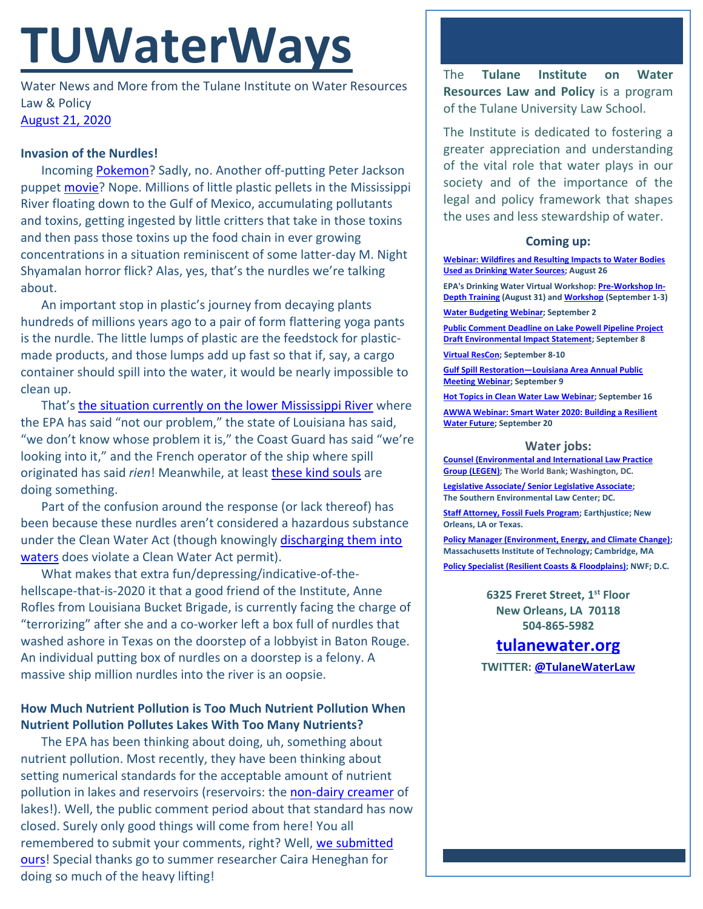# TUWaterWays

Water News and More from the Tulane Institute on Water Resources Law & Policy

August 21, 2020

### Invasion of the Nurdles!

Incoming Pokemon? Sadly, no. Another off-putting Peter Jackson puppet movie? Nope. Millions of little plastic pellets in the Mississippi River floating down to the Gulf of Mexico, accumulating pollutants and toxins, getting ingested by little critters that take in those toxins and then pass those toxins up the food chain in ever growing concentrations in a situation reminiscent of some latter-day M. Night Shyamalan horror flick? Alas, yes, that's the nurdles we're talking about.

An important stop in plastic's journey from decaying plants hundreds of millions years ago to a pair of form flattering yoga pants is the nurdle. The little lumps of plastic are the feedstock for plastic-made products, and those lumps add up fast so that if, say, a cargo container should spill into the water, it would be nearly impossible to clean up.

That's the situation currently on the lower Mississippi River where the EPA has said "not our problem," the state of Louisiana has said, "we don't know whose problem it is," the Coast Guard has said "we're looking into it," and the French operator of the ship where spill originated has said *rien*! Meanwhile, at least these kind souls are doing something.

Part of the confusion around the response (or lack thereof) has been because these nurdles aren't considered a hazardous substance under the Clean Water Act (though knowingly discharging them into waters does violate a Clean Water Act permit).

What makes that extra fun/depressing/indicative-of-the-hellscape-that-is-2020 it that a good friend of the Institute, Anne Rofles from Louisiana Bucket Brigade, is currently facing the charge of "terrorizing" after she and a co-worker left a box full of nurdles that washed ashore in Texas on the doorstep of a lobbyist in Baton Rouge. An individual putting box of nurdles on a doorstep is a felony. A massive ship million nurdles into the river is an oopsie.

### How Much Nutrient Pollution is Too Much Nutrient Pollution When Nutrient Pollution Pollutes Lakes With Too Many Nutrients?

The EPA has been thinking about doing, uh, something about nutrient pollution. Most recently, they have been thinking about setting numerical standards for the acceptable amount of nutrient pollution in lakes and reservoirs (reservoirs: the non-dairy creamer of lakes!). Well, the public comment period about that standard has now closed. Surely only good things will come from here! You all remembered to submit your comments, right? Well, we submitted ours! Special thanks go to summer researcher Caira Heneghan for doing so much of the heavy lifting!

The **Tulane Institute on Water Resources Law and Policy** is a program of the Tulane University Law School.

The Institute is dedicated to fostering a greater appreciation and understanding of the vital role that water plays in our society and of the importance of the legal and policy framework that shapes the uses and less stewardship of water.

#### Coming up:

- **Webinar: Wildfires and Resulting Impacts to Water Bodies Used as Drinking Water Sources; August 26**
- **EPA's Drinking Water Virtual Workshop: Pre-Workshop In-Depth Training (August 31) and Workshop (September 1-3)**
- **Water Budgeting Webinar; September 2**
- **Public Comment Deadline on Lake Powell Pipeline Project Draft Environmental Impact Statement; September 8**
- **Virtual ResCon; September 8-10**
- **Gulf Spill Restoration—Louisiana Area Annual Public Meeting Webinar; September 9**
- **Hot Topics in Clean Water Law Webinar; September 16**
- **AWWA Webinar: Smart Water 2020: Building a Resilient Water Future; September 20**

#### Water jobs:

- **Counsel (Environmental and International Law Practice Group (LEGEN); The World Bank; Washington, DC.**
- **Legislative Associate/ Senior Legislative Associate; The Southern Environmental Law Center; DC.**
- **Staff Attorney, Fossil Fuels Program; Earthjustice; New Orleans, LA or Texas.**
- **Policy Manager (Environment, Energy, and Climate Change); Massachusetts Institute of Technology; Cambridge, MA**
- **Policy Specialist (Resilient Coasts & Floodplains); NWF; D.C.**

**6325 Freret Street, 1st Floor**
**New Orleans, LA 70118**
**504-865-5982**

**tulanewater.org**

**TWITTER: @TulaneWaterLaw**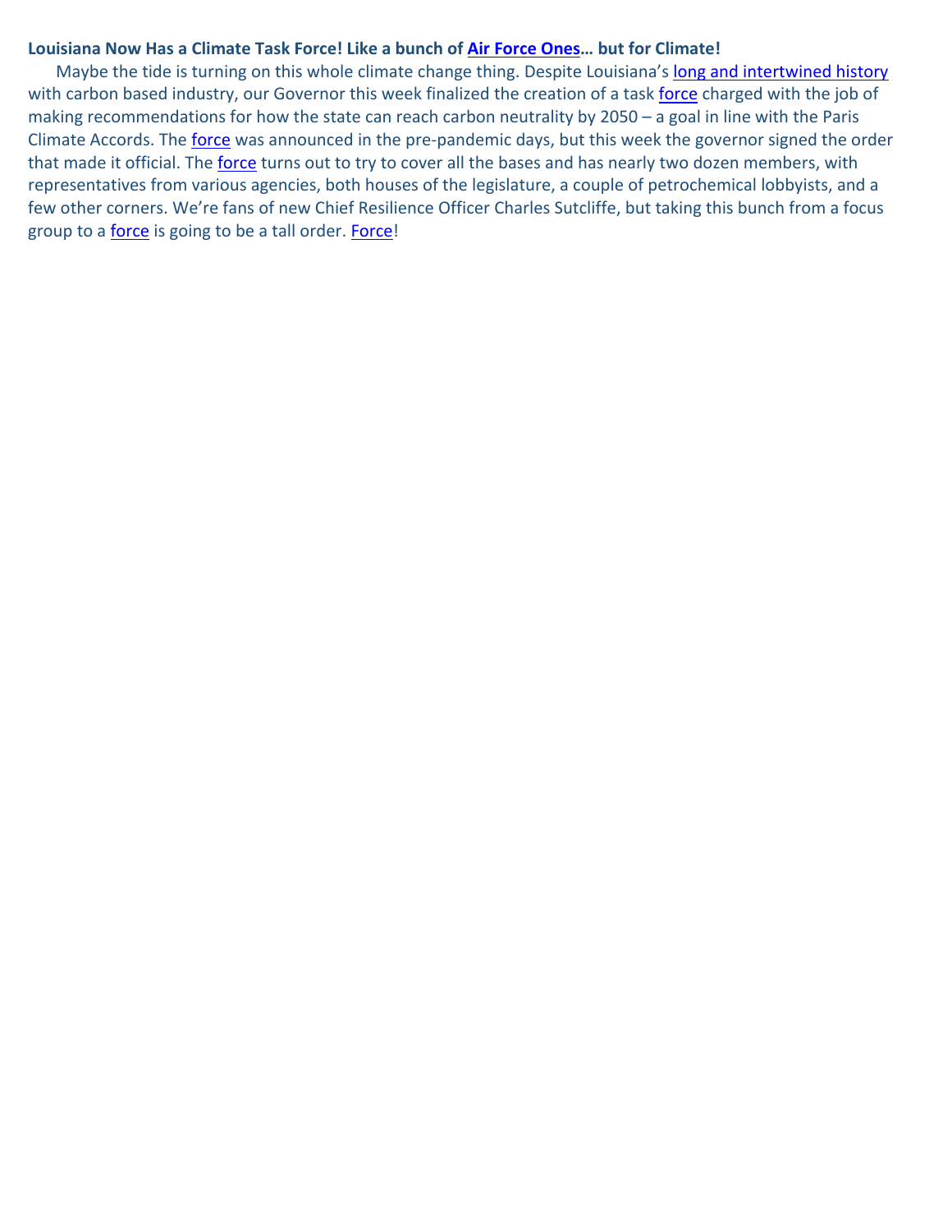**Louisiana Now Has a Climate Task Force! Like a bunch of Air Force Ones… but for Climate!**

Maybe the tide is turning on this whole climate change thing. Despite Louisiana's long and intertwined history with carbon based industry, our Governor this week finalized the creation of a task force charged with the job of making recommendations for how the state can reach carbon neutrality by 2050 – a goal in line with the Paris Climate Accords. The force was announced in the pre-pandemic days, but this week the governor signed the order that made it official. The force turns out to try to cover all the bases and has nearly two dozen members, with representatives from various agencies, both houses of the legislature, a couple of petrochemical lobbyists, and a few other corners. We're fans of new Chief Resilience Officer Charles Sutcliffe, but taking this bunch from a focus group to a force is going to be a tall order. Force!